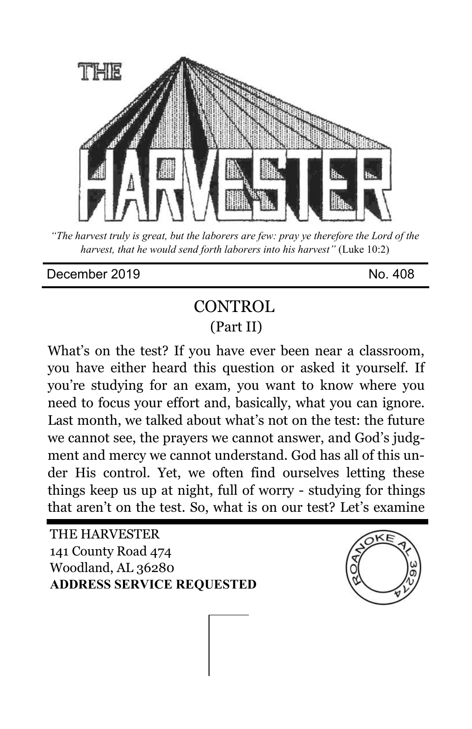# THE HARVESTER

*"The harvest truly is great, but the laborers are few: pray ye therefore the Lord of the harvest, that he would send forth laborers into his harvest"* (Luke 10:2)

December 2019 No. 408

## CONTROL
### (Part II)

What's on the test? If you have ever been near a classroom, you have either heard this question or asked it yourself. If you're studying for an exam, you want to know where you need to focus your effort and, basically, what you can ignore. Last month, we talked about what's not on the test: the future we cannot see, the prayers we cannot answer, and God's judgment and mercy we cannot understand. God has all of this under His control. Yet, we often find ourselves letting these things keep us up at night, full of worry - studying for things that aren't on the test. So, what is on our test? Let's examine

THE HARVESTER
141 County Road 474
Woodland, AL 36280
**ADDRESS SERVICE REQUESTED**

ROANOKE AL 36274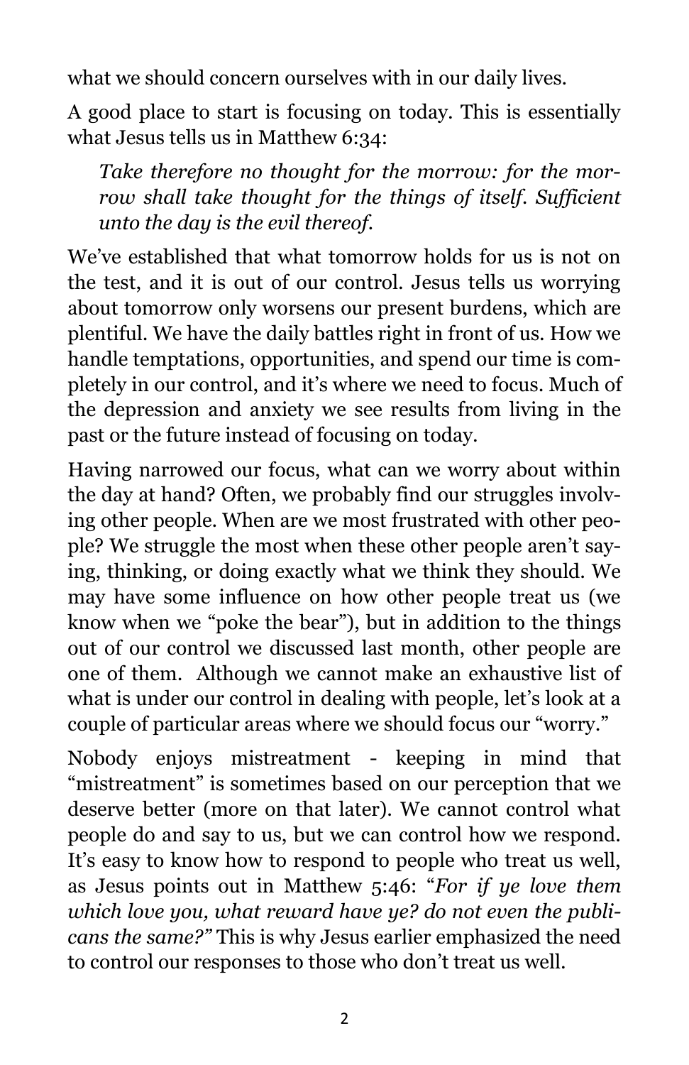what we should concern ourselves with in our daily lives.

A good place to start is focusing on today. This is essentially what Jesus tells us in Matthew 6:34:

> *Take therefore no thought for the morrow: for the morrow shall take thought for the things of itself. Sufficient unto the day is the evil thereof.*

We've established that what tomorrow holds for us is not on the test, and it is out of our control. Jesus tells us worrying about tomorrow only worsens our present burdens, which are plentiful. We have the daily battles right in front of us. How we handle temptations, opportunities, and spend our time is completely in our control, and it's where we need to focus. Much of the depression and anxiety we see results from living in the past or the future instead of focusing on today.

Having narrowed our focus, what can we worry about within the day at hand? Often, we probably find our struggles involving other people. When are we most frustrated with other people? We struggle the most when these other people aren't saying, thinking, or doing exactly what we think they should. We may have some influence on how other people treat us (we know when we "poke the bear"), but in addition to the things out of our control we discussed last month, other people are one of them. Although we cannot make an exhaustive list of what is under our control in dealing with people, let's look at a couple of particular areas where we should focus our "worry."

Nobody enjoys mistreatment - keeping in mind that "mistreatment" is sometimes based on our perception that we deserve better (more on that later). We cannot control what people do and say to us, but we can control how we respond. It's easy to know how to respond to people who treat us well, as Jesus points out in Matthew 5:46: "*For if ye love them which love you, what reward have ye? do not even the publicans the same?"* This is why Jesus earlier emphasized the need to control our responses to those who don't treat us well.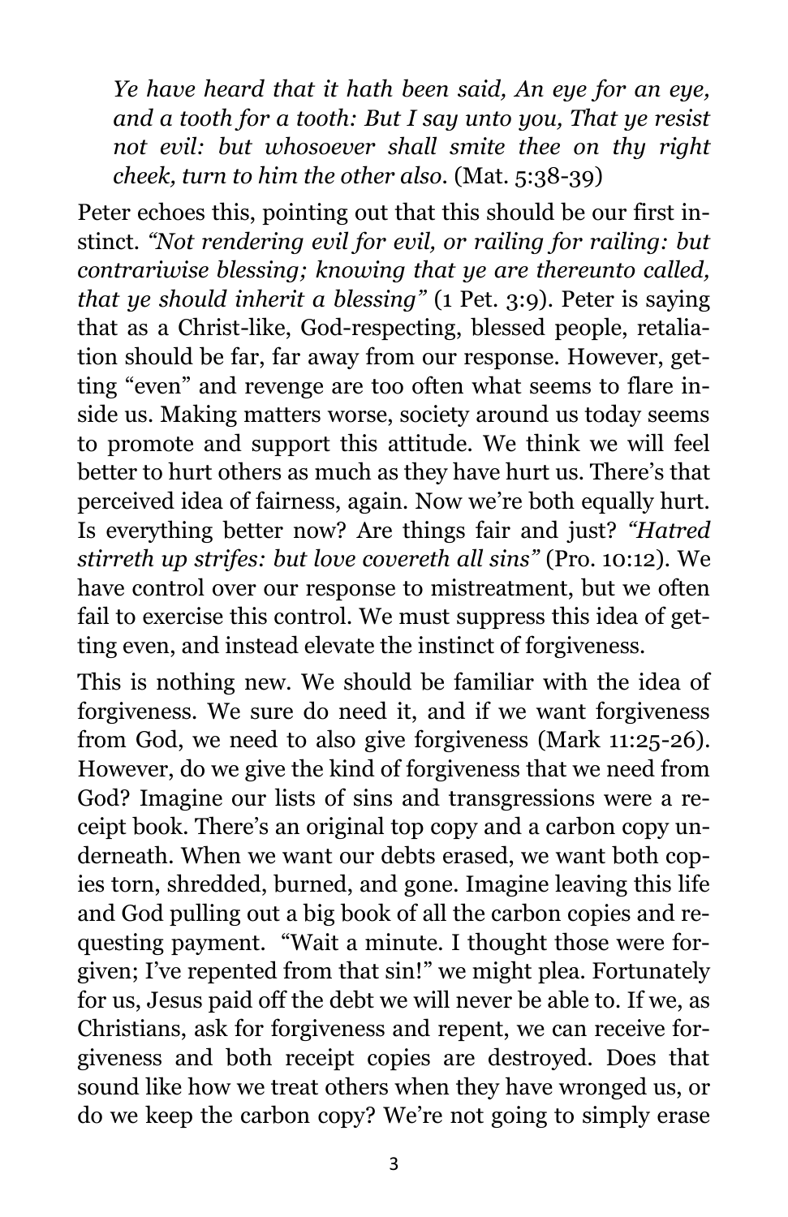*Ye have heard that it hath been said, An eye for an eye, and a tooth for a tooth: But I say unto you, That ye resist not evil: but whosoever shall smite thee on thy right cheek, turn to him the other also*. (Mat. 5:38-39)

Peter echoes this, pointing out that this should be our first instinct. *"Not rendering evil for evil, or railing for railing: but contrariwise blessing; knowing that ye are thereunto called, that ye should inherit a blessing"* (1 Pet. 3:9). Peter is saying that as a Christ-like, God-respecting, blessed people, retaliation should be far, far away from our response. However, getting "even" and revenge are too often what seems to flare inside us. Making matters worse, society around us today seems to promote and support this attitude. We think we will feel better to hurt others as much as they have hurt us. There's that perceived idea of fairness, again. Now we're both equally hurt. Is everything better now? Are things fair and just? *"Hatred stirreth up strifes: but love covereth all sins"* (Pro. 10:12). We have control over our response to mistreatment, but we often fail to exercise this control. We must suppress this idea of getting even, and instead elevate the instinct of forgiveness.

This is nothing new. We should be familiar with the idea of forgiveness. We sure do need it, and if we want forgiveness from God, we need to also give forgiveness (Mark 11:25-26). However, do we give the kind of forgiveness that we need from God? Imagine our lists of sins and transgressions were a receipt book. There's an original top copy and a carbon copy underneath. When we want our debts erased, we want both copies torn, shredded, burned, and gone. Imagine leaving this life and God pulling out a big book of all the carbon copies and requesting payment. "Wait a minute. I thought those were forgiven; I've repented from that sin!" we might plea. Fortunately for us, Jesus paid off the debt we will never be able to. If we, as Christians, ask for forgiveness and repent, we can receive forgiveness and both receipt copies are destroyed. Does that sound like how we treat others when they have wronged us, or do we keep the carbon copy? We're not going to simply erase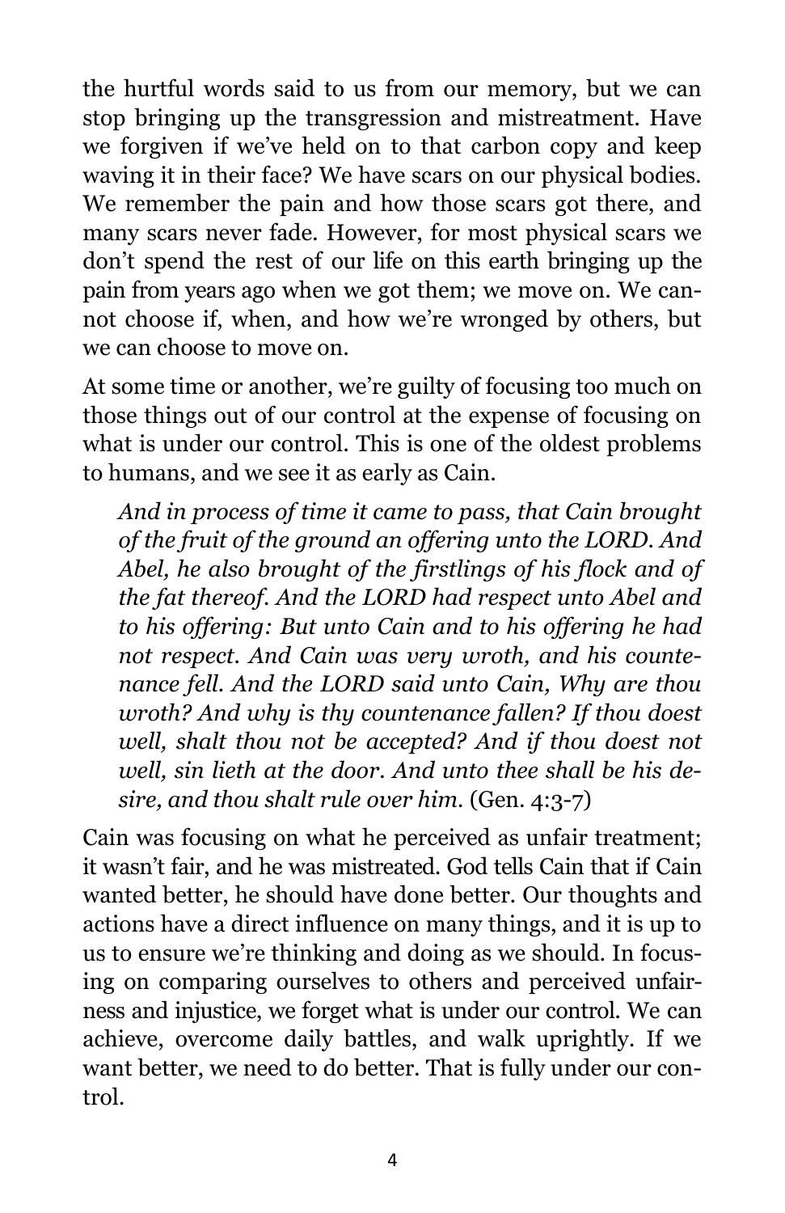the hurtful words said to us from our memory, but we can stop bringing up the transgression and mistreatment. Have we forgiven if we've held on to that carbon copy and keep waving it in their face? We have scars on our physical bodies. We remember the pain and how those scars got there, and many scars never fade. However, for most physical scars we don't spend the rest of our life on this earth bringing up the pain from years ago when we got them; we move on. We cannot choose if, when, and how we're wronged by others, but we can choose to move on.

At some time or another, we're guilty of focusing too much on those things out of our control at the expense of focusing on what is under our control. This is one of the oldest problems to humans, and we see it as early as Cain.

> *And in process of time it came to pass, that Cain brought of the fruit of the ground an offering unto the LORD. And Abel, he also brought of the firstlings of his flock and of the fat thereof. And the LORD had respect unto Abel and to his offering: But unto Cain and to his offering he had not respect. And Cain was very wroth, and his countenance fell. And the LORD said unto Cain, Why are thou wroth? And why is thy countenance fallen? If thou doest well, shalt thou not be accepted? And if thou doest not well, sin lieth at the door. And unto thee shall be his desire, and thou shalt rule over him.* (Gen. 4:3-7)

Cain was focusing on what he perceived as unfair treatment; it wasn't fair, and he was mistreated. God tells Cain that if Cain wanted better, he should have done better. Our thoughts and actions have a direct influence on many things, and it is up to us to ensure we're thinking and doing as we should. In focusing on comparing ourselves to others and perceived unfairness and injustice, we forget what is under our control. We can achieve, overcome daily battles, and walk uprightly. If we want better, we need to do better. That is fully under our control.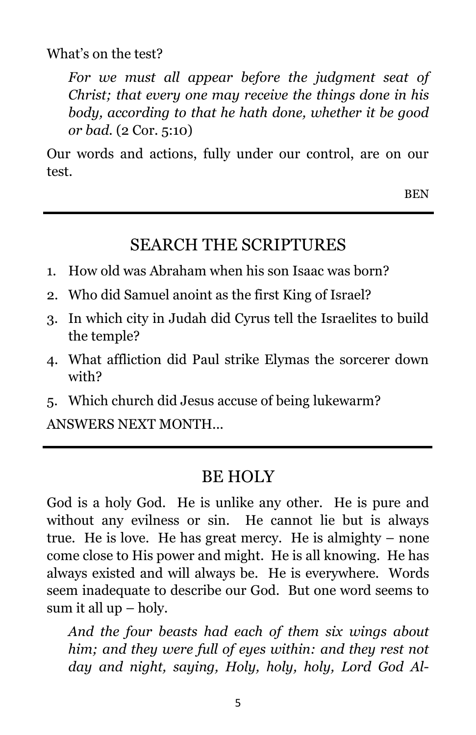What's on the test?

> *For we must all appear before the judgment seat of Christ; that every one may receive the things done in his body, according to that he hath done, whether it be good or bad.* (2 Cor. 5:10)

Our words and actions, fully under our control, are on our test.

BEN

---

## SEARCH THE SCRIPTURES

1. How old was Abraham when his son Isaac was born?
2. Who did Samuel anoint as the first King of Israel?
3. In which city in Judah did Cyrus tell the Israelites to build the temple?
4. What affliction did Paul strike Elymas the sorcerer down with?
5. Which church did Jesus accuse of being lukewarm?

ANSWERS NEXT MONTH…

---

## BE HOLY

God is a holy God. He is unlike any other. He is pure and without any evilness or sin. He cannot lie but is always true. He is love. He has great mercy. He is almighty – none come close to His power and might. He is all knowing. He has always existed and will always be. He is everywhere. Words seem inadequate to describe our God. But one word seems to sum it all up – holy.

> *And the four beasts had each of them six wings about him; and they were full of eyes within: and they rest not day and night, saying, Holy, holy, holy, Lord God Al-*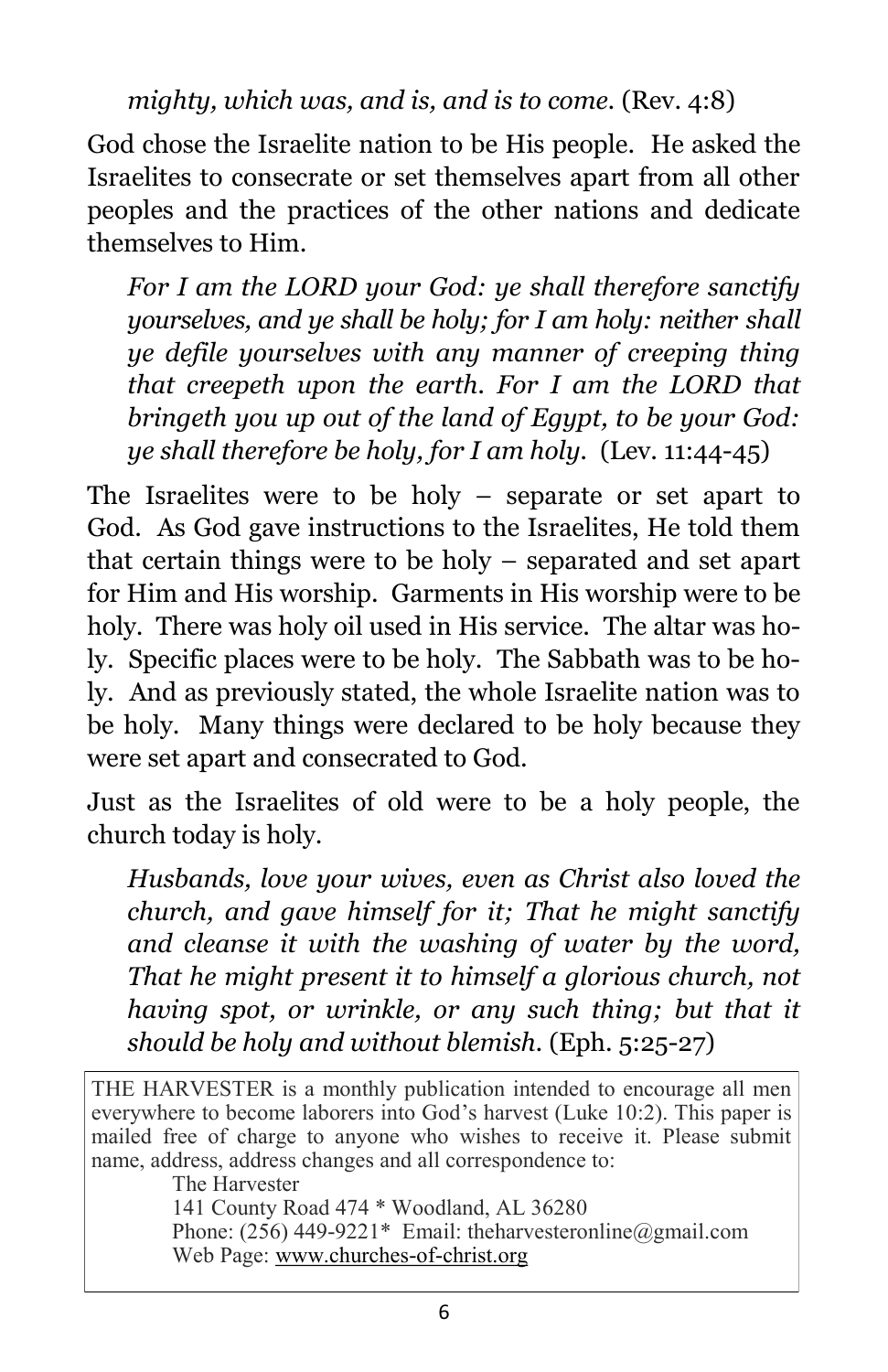*mighty, which was, and is, and is to come.* (Rev. 4:8)

God chose the Israelite nation to be His people. He asked the Israelites to consecrate or set themselves apart from all other peoples and the practices of the other nations and dedicate themselves to Him.

> *For I am the LORD your God: ye shall therefore sanctify yourselves, and ye shall be holy; for I am holy: neither shall ye defile yourselves with any manner of creeping thing that creepeth upon the earth. For I am the LORD that bringeth you up out of the land of Egypt, to be your God: ye shall therefore be holy, for I am holy.* (Lev. 11:44-45)

The Israelites were to be holy – separate or set apart to God. As God gave instructions to the Israelites, He told them that certain things were to be holy – separated and set apart for Him and His worship. Garments in His worship were to be holy. There was holy oil used in His service. The altar was holy. Specific places were to be holy. The Sabbath was to be holy. And as previously stated, the whole Israelite nation was to be holy. Many things were declared to be holy because they were set apart and consecrated to God.

Just as the Israelites of old were to be a holy people, the church today is holy.

> *Husbands, love your wives, even as Christ also loved the church, and gave himself for it; That he might sanctify and cleanse it with the washing of water by the word, That he might present it to himself a glorious church, not having spot, or wrinkle, or any such thing; but that it should be holy and without blemish.* (Eph. 5:25-27)

THE HARVESTER is a monthly publication intended to encourage all men everywhere to become laborers into God's harvest (Luke 10:2). This paper is mailed free of charge to anyone who wishes to receive it. Please submit name, address, address changes and all correspondence to:

The Harvester
141 County Road 474 * Woodland, AL 36280
Phone: (256) 449-9221* Email: theharvesteronline@gmail.com
Web Page: www.churches-of-christ.org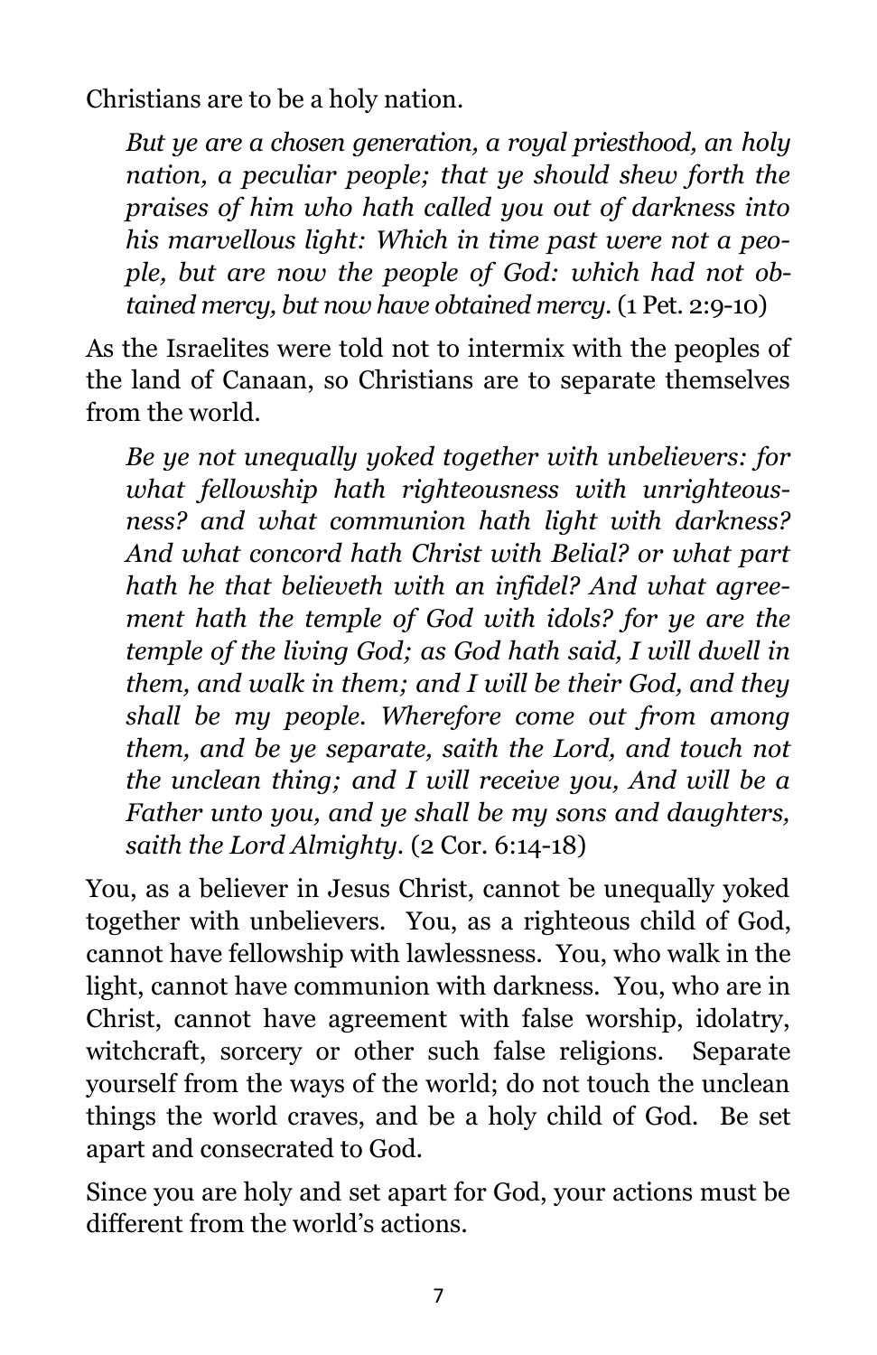Christians are to be a holy nation.

> *But ye are a chosen generation, a royal priesthood, an holy nation, a peculiar people; that ye should shew forth the praises of him who hath called you out of darkness into his marvellous light: Which in time past were not a people, but are now the people of God: which had not obtained mercy, but now have obtained mercy.* (1 Pet. 2:9-10)

As the Israelites were told not to intermix with the peoples of the land of Canaan, so Christians are to separate themselves from the world.

> *Be ye not unequally yoked together with unbelievers: for what fellowship hath righteousness with unrighteousness? and what communion hath light with darkness? And what concord hath Christ with Belial? or what part hath he that believeth with an infidel? And what agreement hath the temple of God with idols? for ye are the temple of the living God; as God hath said, I will dwell in them, and walk in them; and I will be their God, and they shall be my people. Wherefore come out from among them, and be ye separate, saith the Lord, and touch not the unclean thing; and I will receive you, And will be a Father unto you, and ye shall be my sons and daughters, saith the Lord Almighty.* (2 Cor. 6:14-18)

You, as a believer in Jesus Christ, cannot be unequally yoked together with unbelievers. You, as a righteous child of God, cannot have fellowship with lawlessness. You, who walk in the light, cannot have communion with darkness. You, who are in Christ, cannot have agreement with false worship, idolatry, witchcraft, sorcery or other such false religions. Separate yourself from the ways of the world; do not touch the unclean things the world craves, and be a holy child of God. Be set apart and consecrated to God.

Since you are holy and set apart for God, your actions must be different from the world's actions.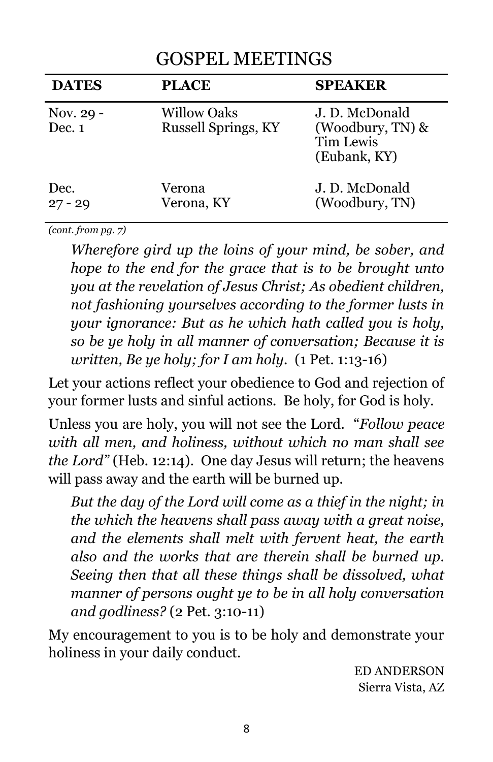# GOSPEL MEETINGS

| **DATES** | **PLACE** | **SPEAKER** |
|---|---|---|
| Nov. 29 - Dec. 1 | Willow Oaks<br>Russell Springs, KY | J. D. McDonald (Woodbury, TN) & Tim Lewis (Eubank, KY) |
| Dec. 27 - 29 | Verona<br>Verona, KY | J. D. McDonald (Woodbury, TN) |

*(cont. from pg. 7)*

> *Wherefore gird up the loins of your mind, be sober, and hope to the end for the grace that is to be brought unto you at the revelation of Jesus Christ; As obedient children, not fashioning yourselves according to the former lusts in your ignorance: But as he which hath called you is holy, so be ye holy in all manner of conversation; Because it is written, Be ye holy; for I am holy.* (1 Pet. 1:13-16)

Let your actions reflect your obedience to God and rejection of your former lusts and sinful actions. Be holy, for God is holy.

Unless you are holy, you will not see the Lord. "*Follow peace with all men, and holiness, without which no man shall see the Lord"* (Heb. 12:14). One day Jesus will return; the heavens will pass away and the earth will be burned up.

> *But the day of the Lord will come as a thief in the night; in the which the heavens shall pass away with a great noise, and the elements shall melt with fervent heat, the earth also and the works that are therein shall be burned up. Seeing then that all these things shall be dissolved, what manner of persons ought ye to be in all holy conversation and godliness?* (2 Pet. 3:10-11)

My encouragement to you is to be holy and demonstrate your holiness in your daily conduct.

ED ANDERSON
Sierra Vista, AZ